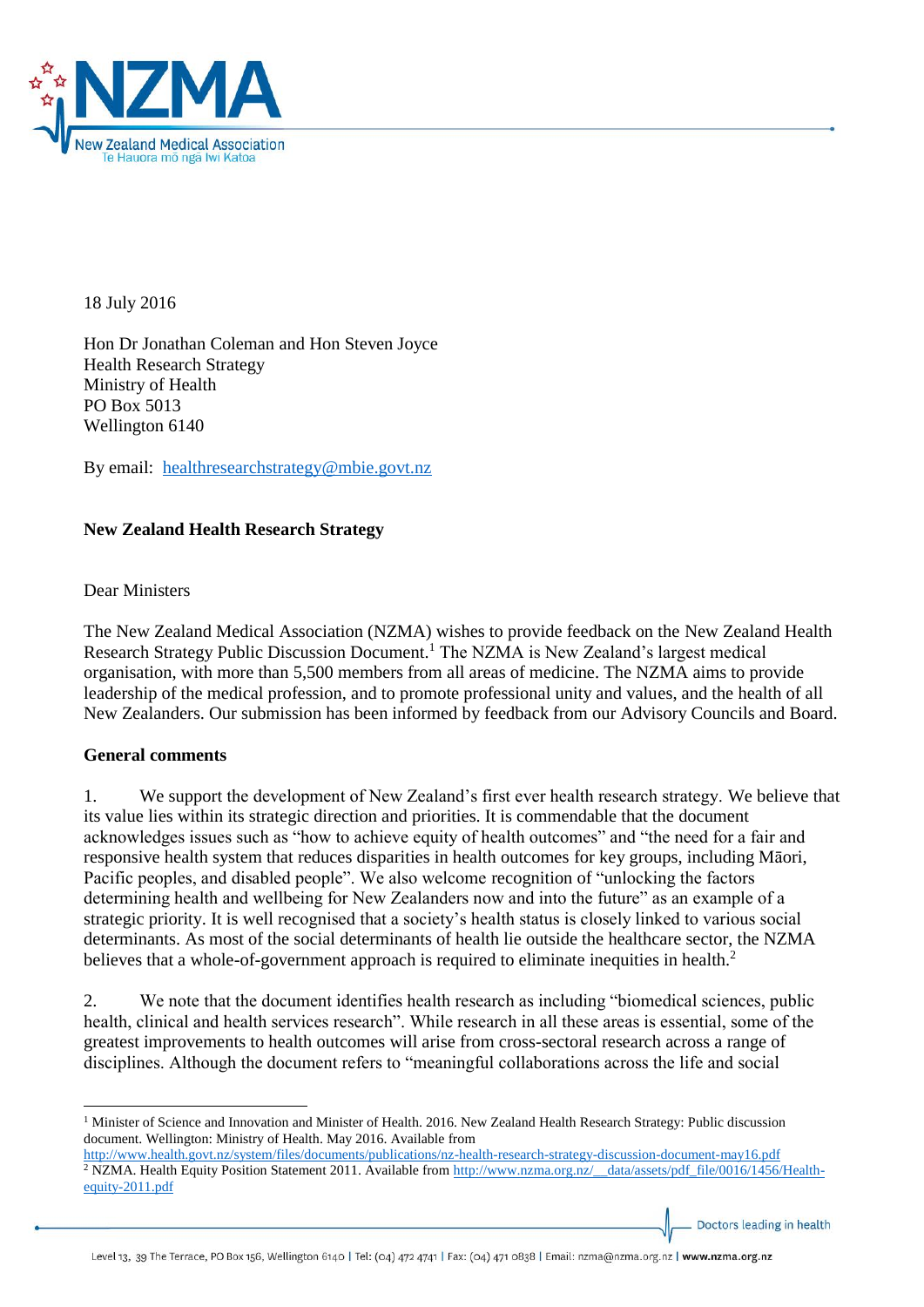18 July 2016

Hon Dr Jonathan Coleman and Hon Steven Joyce
Health Research Strategy
Ministry of Health
PO Box 5013
Wellington 6140

By email: healthresearchstrategy@mbie.govt.nz

**New Zealand Health Research Strategy**

Dear Ministers

The New Zealand Medical Association (NZMA) wishes to provide feedback on the New Zealand Health Research Strategy Public Discussion Document.[1] The NZMA is New Zealand's largest medical organisation, with more than 5,500 members from all areas of medicine. The NZMA aims to provide leadership of the medical profession, and to promote professional unity and values, and the health of all New Zealanders. Our submission has been informed by feedback from our Advisory Councils and Board.

**General comments**

1. We support the development of New Zealand's first ever health research strategy. We believe that its value lies within its strategic direction and priorities. It is commendable that the document acknowledges issues such as "how to achieve equity of health outcomes" and "the need for a fair and responsive health system that reduces disparities in health outcomes for key groups, including Māori, Pacific peoples, and disabled people". We also welcome recognition of "unlocking the factors determining health and wellbeing for New Zealanders now and into the future" as an example of a strategic priority. It is well recognised that a society's health status is closely linked to various social determinants. As most of the social determinants of health lie outside the healthcare sector, the NZMA believes that a whole-of-government approach is required to eliminate inequities in health.[2]

2. We note that the document identifies health research as including "biomedical sciences, public health, clinical and health services research". While research in all these areas is essential, some of the greatest improvements to health outcomes will arise from cross-sectoral research across a range of disciplines. Although the document refers to "meaningful collaborations across the life and social

---

[1] Minister of Science and Innovation and Minister of Health. 2016. New Zealand Health Research Strategy: Public discussion document. Wellington: Ministry of Health. May 2016. Available from http://www.health.govt.nz/system/files/documents/publications/nz-health-research-strategy-discussion-document-may16.pdf

[2] NZMA. Health Equity Position Statement 2011. Available from http://www.nzma.org.nz/__data/assets/pdf_file/0016/1456/Health-equity-2011.pdf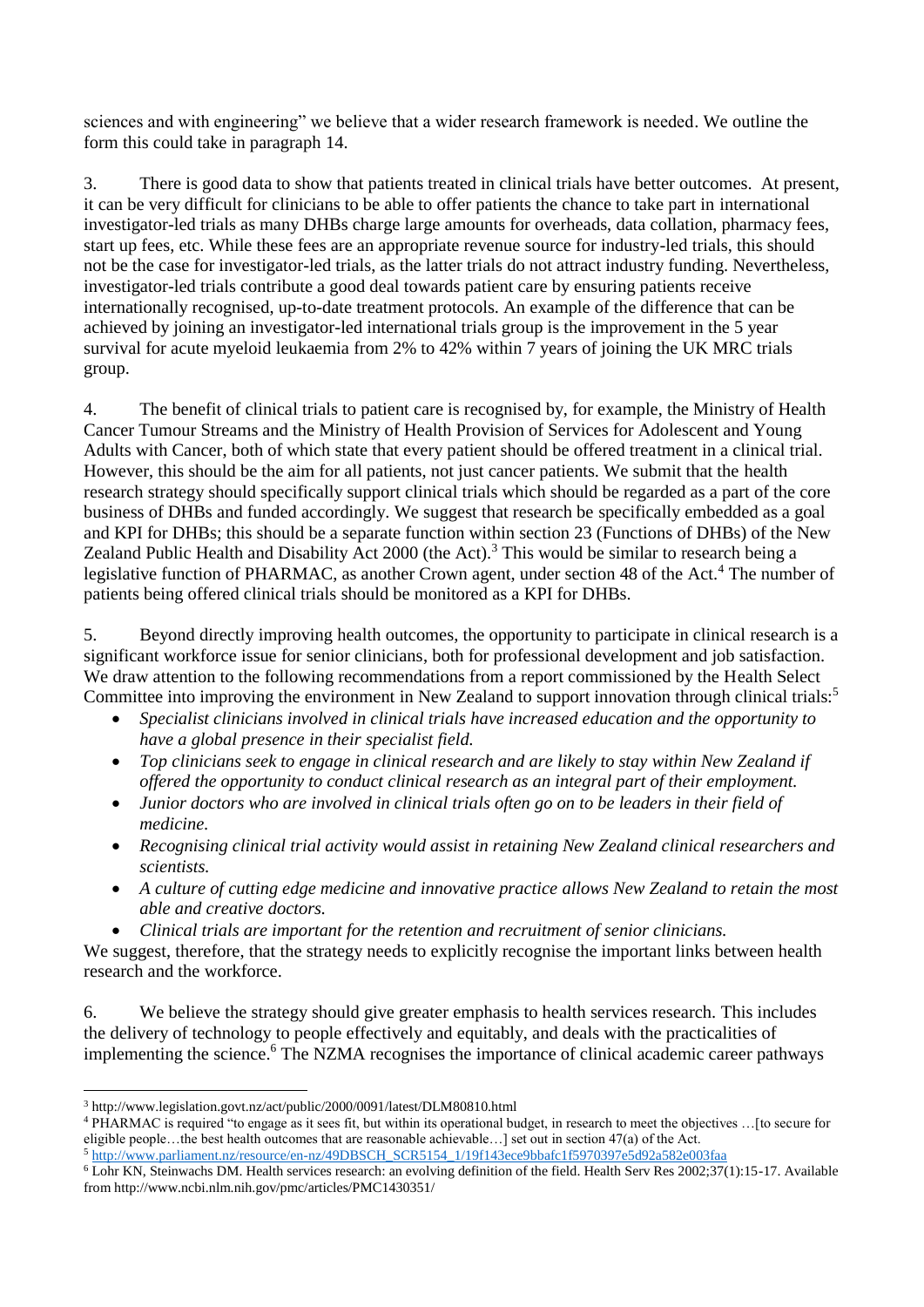sciences and with engineering" we believe that a wider research framework is needed. We outline the form this could take in paragraph 14.

3. There is good data to show that patients treated in clinical trials have better outcomes. At present, it can be very difficult for clinicians to be able to offer patients the chance to take part in international investigator-led trials as many DHBs charge large amounts for overheads, data collation, pharmacy fees, start up fees, etc. While these fees are an appropriate revenue source for industry-led trials, this should not be the case for investigator-led trials, as the latter trials do not attract industry funding. Nevertheless, investigator-led trials contribute a good deal towards patient care by ensuring patients receive internationally recognised, up-to-date treatment protocols. An example of the difference that can be achieved by joining an investigator-led international trials group is the improvement in the 5 year survival for acute myeloid leukaemia from 2% to 42% within 7 years of joining the UK MRC trials group.

4. The benefit of clinical trials to patient care is recognised by, for example, the Ministry of Health Cancer Tumour Streams and the Ministry of Health Provision of Services for Adolescent and Young Adults with Cancer, both of which state that every patient should be offered treatment in a clinical trial. However, this should be the aim for all patients, not just cancer patients. We submit that the health research strategy should specifically support clinical trials which should be regarded as a part of the core business of DHBs and funded accordingly. We suggest that research be specifically embedded as a goal and KPI for DHBs; this should be a separate function within section 23 (Functions of DHBs) of the New Zealand Public Health and Disability Act 2000 (the Act).[3] This would be similar to research being a legislative function of PHARMAC, as another Crown agent, under section 48 of the Act.[4] The number of patients being offered clinical trials should be monitored as a KPI for DHBs.

5. Beyond directly improving health outcomes, the opportunity to participate in clinical research is a significant workforce issue for senior clinicians, both for professional development and job satisfaction. We draw attention to the following recommendations from a report commissioned by the Health Select Committee into improving the environment in New Zealand to support innovation through clinical trials:[5]

- *Specialist clinicians involved in clinical trials have increased education and the opportunity to have a global presence in their specialist field.*
- *Top clinicians seek to engage in clinical research and are likely to stay within New Zealand if offered the opportunity to conduct clinical research as an integral part of their employment.*
- *Junior doctors who are involved in clinical trials often go on to be leaders in their field of medicine.*
- *Recognising clinical trial activity would assist in retaining New Zealand clinical researchers and scientists.*
- *A culture of cutting edge medicine and innovative practice allows New Zealand to retain the most able and creative doctors.*
- *Clinical trials are important for the retention and recruitment of senior clinicians.*

We suggest, therefore, that the strategy needs to explicitly recognise the important links between health research and the workforce.

6. We believe the strategy should give greater emphasis to health services research. This includes the delivery of technology to people effectively and equitably, and deals with the practicalities of implementing the science.[6] The NZMA recognises the importance of clinical academic career pathways

---

[3] http://www.legislation.govt.nz/act/public/2000/0091/latest/DLM80810.html

[4] PHARMAC is required "to engage as it sees fit, but within its operational budget, in research to meet the objectives …[to secure for eligible people…the best health outcomes that are reasonable achievable…] set out in section 47(a) of the Act.

[5] http://www.parliament.nz/resource/en-nz/49DBSCH_SCR5154_1/19f143ece9bbafc1f5970397e5d92a582e003faa

[6] Lohr KN, Steinwachs DM. Health services research: an evolving definition of the field. Health Serv Res 2002;37(1):15-17. Available from http://www.ncbi.nlm.nih.gov/pmc/articles/PMC1430351/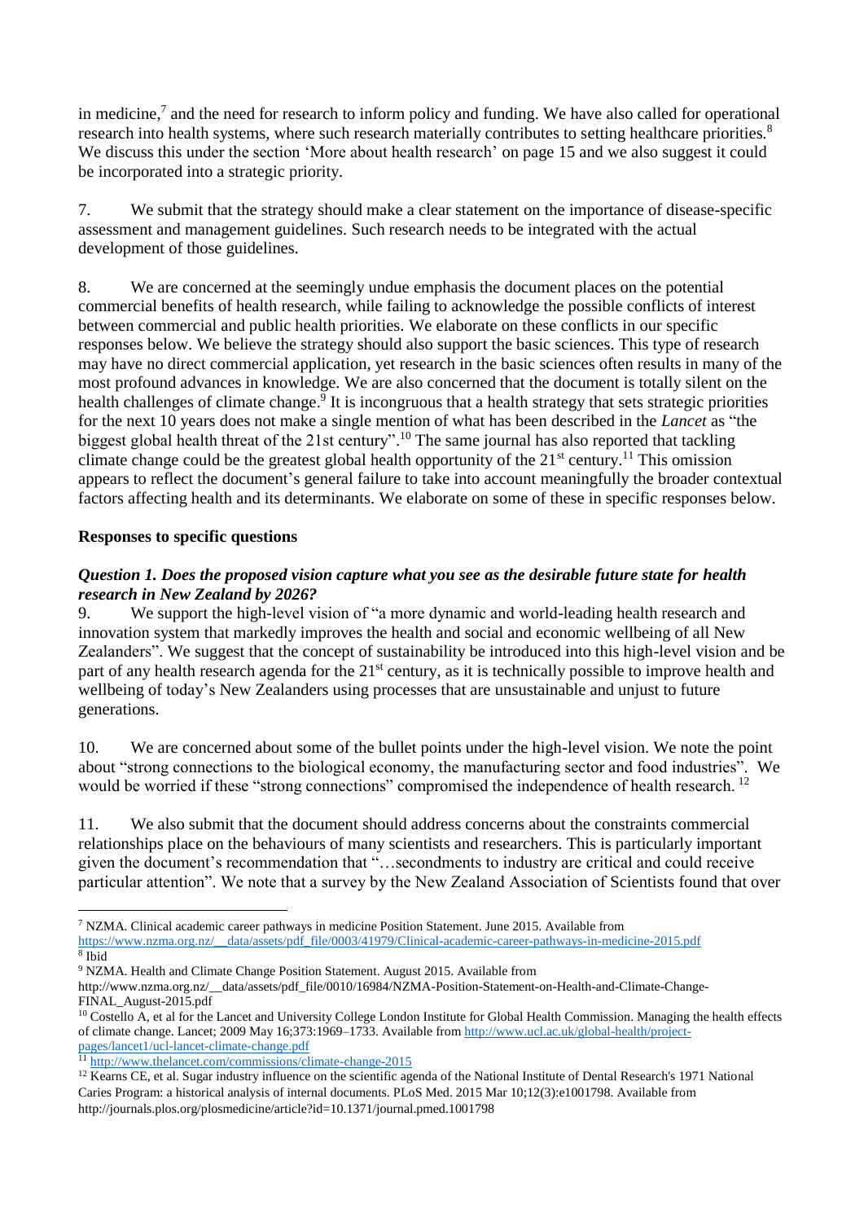in medicine,[7] and the need for research to inform policy and funding. We have also called for operational research into health systems, where such research materially contributes to setting healthcare priorities.[8] We discuss this under the section 'More about health research' on page 15 and we also suggest it could be incorporated into a strategic priority.

7. We submit that the strategy should make a clear statement on the importance of disease-specific assessment and management guidelines. Such research needs to be integrated with the actual development of those guidelines.

8. We are concerned at the seemingly undue emphasis the document places on the potential commercial benefits of health research, while failing to acknowledge the possible conflicts of interest between commercial and public health priorities. We elaborate on these conflicts in our specific responses below. We believe the strategy should also support the basic sciences. This type of research may have no direct commercial application, yet research in the basic sciences often results in many of the most profound advances in knowledge. We are also concerned that the document is totally silent on the health challenges of climate change.[9] It is incongruous that a health strategy that sets strategic priorities for the next 10 years does not make a single mention of what has been described in the *Lancet* as "the biggest global health threat of the 21st century".[10] The same journal has also reported that tackling climate change could be the greatest global health opportunity of the 21st century.[11] This omission appears to reflect the document's general failure to take into account meaningfully the broader contextual factors affecting health and its determinants. We elaborate on some of these in specific responses below.

**Responses to specific questions**

***Question 1. Does the proposed vision capture what you see as the desirable future state for health research in New Zealand by 2026?***

9. We support the high-level vision of "a more dynamic and world-leading health research and innovation system that markedly improves the health and social and economic wellbeing of all New Zealanders". We suggest that the concept of sustainability be introduced into this high-level vision and be part of any health research agenda for the 21st century, as it is technically possible to improve health and wellbeing of today's New Zealanders using processes that are unsustainable and unjust to future generations.

10. We are concerned about some of the bullet points under the high-level vision. We note the point about "strong connections to the biological economy, the manufacturing sector and food industries". We would be worried if these "strong connections" compromised the independence of health research.[12]

11. We also submit that the document should address concerns about the constraints commercial relationships place on the behaviours of many scientists and researchers. This is particularly important given the document's recommendation that "…secondments to industry are critical and could receive particular attention". We note that a survey by the New Zealand Association of Scientists found that over

---

[7] NZMA. Clinical academic career pathways in medicine Position Statement. June 2015. Available from https://www.nzma.org.nz/__data/assets/pdf_file/0003/41979/Clinical-academic-career-pathways-in-medicine-2015.pdf

[8] Ibid

[9] NZMA. Health and Climate Change Position Statement. August 2015. Available from http://www.nzma.org.nz/__data/assets/pdf_file/0010/16984/NZMA-Position-Statement-on-Health-and-Climate-Change-FINAL_August-2015.pdf

[10] Costello A, et al for the Lancet and University College London Institute for Global Health Commission. Managing the health effects of climate change. Lancet; 2009 May 16;373:1969–1733. Available from http://www.ucl.ac.uk/global-health/project-pages/lancet1/ucl-lancet-climate-change.pdf

[11] http://www.thelancet.com/commissions/climate-change-2015

[12] Kearns CE, et al. Sugar industry influence on the scientific agenda of the National Institute of Dental Research's 1971 National Caries Program: a historical analysis of internal documents. PLoS Med. 2015 Mar 10;12(3):e1001798. Available from http://journals.plos.org/plosmedicine/article?id=10.1371/journal.pmed.1001798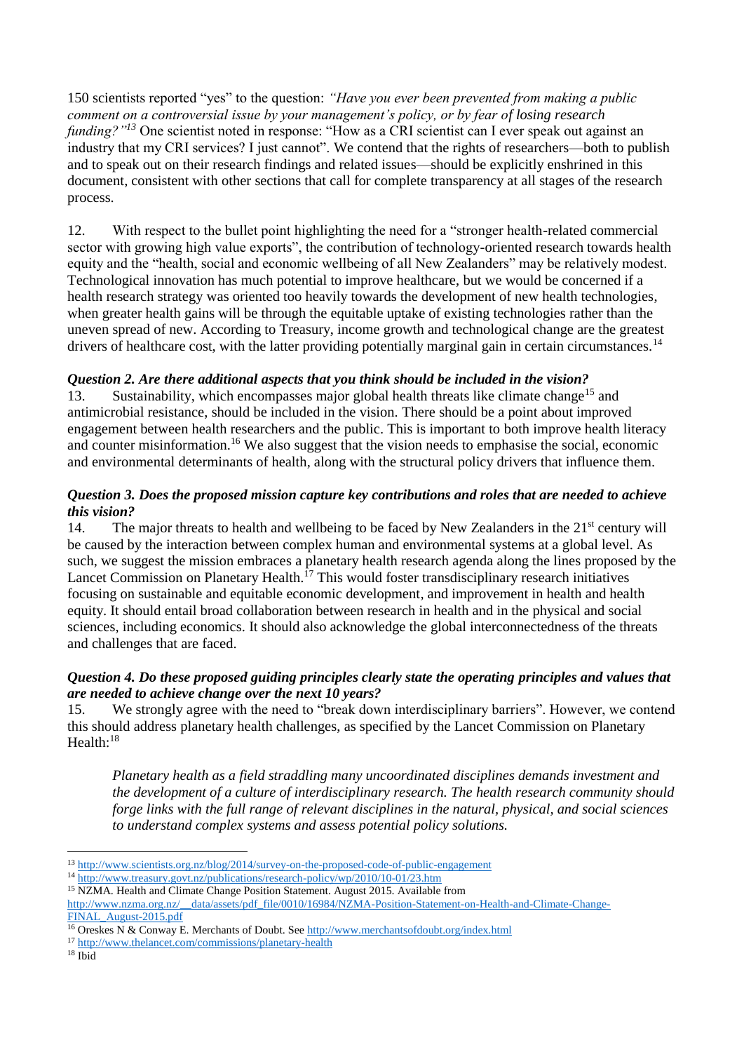150 scientists reported "yes" to the question: *"Have you ever been prevented from making a public comment on a controversial issue by your management's policy, or by fear of losing research funding?"*[13] One scientist noted in response: "How as a CRI scientist can I ever speak out against an industry that my CRI services? I just cannot". We contend that the rights of researchers—both to publish and to speak out on their research findings and related issues—should be explicitly enshrined in this document, consistent with other sections that call for complete transparency at all stages of the research process.

12. With respect to the bullet point highlighting the need for a "stronger health-related commercial sector with growing high value exports", the contribution of technology-oriented research towards health equity and the "health, social and economic wellbeing of all New Zealanders" may be relatively modest. Technological innovation has much potential to improve healthcare, but we would be concerned if a health research strategy was oriented too heavily towards the development of new health technologies, when greater health gains will be through the equitable uptake of existing technologies rather than the uneven spread of new. According to Treasury, income growth and technological change are the greatest drivers of healthcare cost, with the latter providing potentially marginal gain in certain circumstances.[14]

### *Question 2. Are there additional aspects that you think should be included in the vision?*

13. Sustainability, which encompasses major global health threats like climate change[15] and antimicrobial resistance, should be included in the vision. There should be a point about improved engagement between health researchers and the public. This is important to both improve health literacy and counter misinformation.[16] We also suggest that the vision needs to emphasise the social, economic and environmental determinants of health, along with the structural policy drivers that influence them.

### *Question 3. Does the proposed mission capture key contributions and roles that are needed to achieve this vision?*

14. The major threats to health and wellbeing to be faced by New Zealanders in the 21st century will be caused by the interaction between complex human and environmental systems at a global level. As such, we suggest the mission embraces a planetary health research agenda along the lines proposed by the Lancet Commission on Planetary Health.[17] This would foster transdisciplinary research initiatives focusing on sustainable and equitable economic development, and improvement in health and health equity. It should entail broad collaboration between research in health and in the physical and social sciences, including economics. It should also acknowledge the global interconnectedness of the threats and challenges that are faced.

### *Question 4. Do these proposed guiding principles clearly state the operating principles and values that are needed to achieve change over the next 10 years?*

15. We strongly agree with the need to "break down interdisciplinary barriers". However, we contend this should address planetary health challenges, as specified by the Lancet Commission on Planetary Health:[18]

> *Planetary health as a field straddling many uncoordinated disciplines demands investment and the development of a culture of interdisciplinary research. The health research community should forge links with the full range of relevant disciplines in the natural, physical, and social sciences to understand complex systems and assess potential policy solutions.*

---

[13] http://www.scientists.org.nz/blog/2014/survey-on-the-proposed-code-of-public-engagement

[14] http://www.treasury.govt.nz/publications/research-policy/wp/2010/10-01/23.htm

[15] NZMA. Health and Climate Change Position Statement. August 2015. Available from http://www.nzma.org.nz/__data/assets/pdf_file/0010/16984/NZMA-Position-Statement-on-Health-and-Climate-Change-FINAL_August-2015.pdf

[16] Oreskes N & Conway E. Merchants of Doubt. See http://www.merchantsofdoubt.org/index.html

[17] http://www.thelancet.com/commissions/planetary-health

[18] Ibid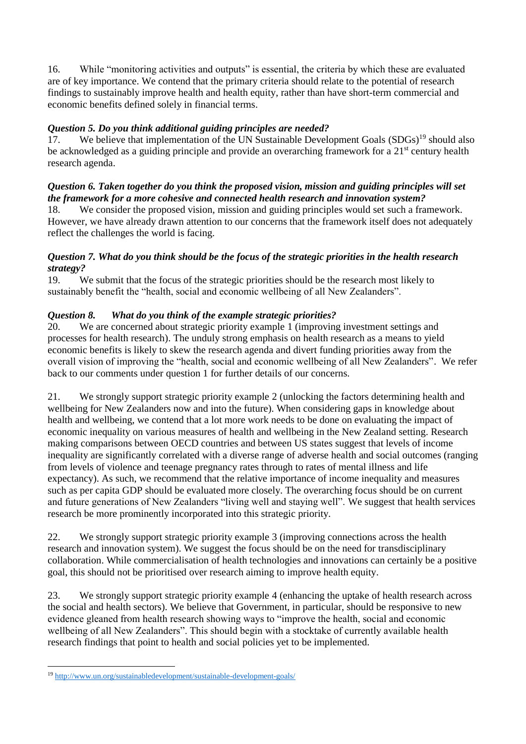16. While "monitoring activities and outputs" is essential, the criteria by which these are evaluated are of key importance. We contend that the primary criteria should relate to the potential of research findings to sustainably improve health and health equity, rather than have short-term commercial and economic benefits defined solely in financial terms.

***Question 5. Do you think additional guiding principles are needed?***

17. We believe that implementation of the UN Sustainable Development Goals (SDGs)[19] should also be acknowledged as a guiding principle and provide an overarching framework for a 21st century health research agenda.

***Question 6. Taken together do you think the proposed vision, mission and guiding principles will set the framework for a more cohesive and connected health research and innovation system?***

18. We consider the proposed vision, mission and guiding principles would set such a framework. However, we have already drawn attention to our concerns that the framework itself does not adequately reflect the challenges the world is facing.

***Question 7. What do you think should be the focus of the strategic priorities in the health research strategy?***

19. We submit that the focus of the strategic priorities should be the research most likely to sustainably benefit the "health, social and economic wellbeing of all New Zealanders".

***Question 8. What do you think of the example strategic priorities?***

20. We are concerned about strategic priority example 1 (improving investment settings and processes for health research). The unduly strong emphasis on health research as a means to yield economic benefits is likely to skew the research agenda and divert funding priorities away from the overall vision of improving the "health, social and economic wellbeing of all New Zealanders". We refer back to our comments under question 1 for further details of our concerns.

21. We strongly support strategic priority example 2 (unlocking the factors determining health and wellbeing for New Zealanders now and into the future). When considering gaps in knowledge about health and wellbeing, we contend that a lot more work needs to be done on evaluating the impact of economic inequality on various measures of health and wellbeing in the New Zealand setting. Research making comparisons between OECD countries and between US states suggest that levels of income inequality are significantly correlated with a diverse range of adverse health and social outcomes (ranging from levels of violence and teenage pregnancy rates through to rates of mental illness and life expectancy). As such, we recommend that the relative importance of income inequality and measures such as per capita GDP should be evaluated more closely. The overarching focus should be on current and future generations of New Zealanders "living well and staying well". We suggest that health services research be more prominently incorporated into this strategic priority.

22. We strongly support strategic priority example 3 (improving connections across the health research and innovation system). We suggest the focus should be on the need for transdisciplinary collaboration. While commercialisation of health technologies and innovations can certainly be a positive goal, this should not be prioritised over research aiming to improve health equity.

23. We strongly support strategic priority example 4 (enhancing the uptake of health research across the social and health sectors). We believe that Government, in particular, should be responsive to new evidence gleaned from health research showing ways to "improve the health, social and economic wellbeing of all New Zealanders". This should begin with a stocktake of currently available health research findings that point to health and social policies yet to be implemented.

---

[19] http://www.un.org/sustainabledevelopment/sustainable-development-goals/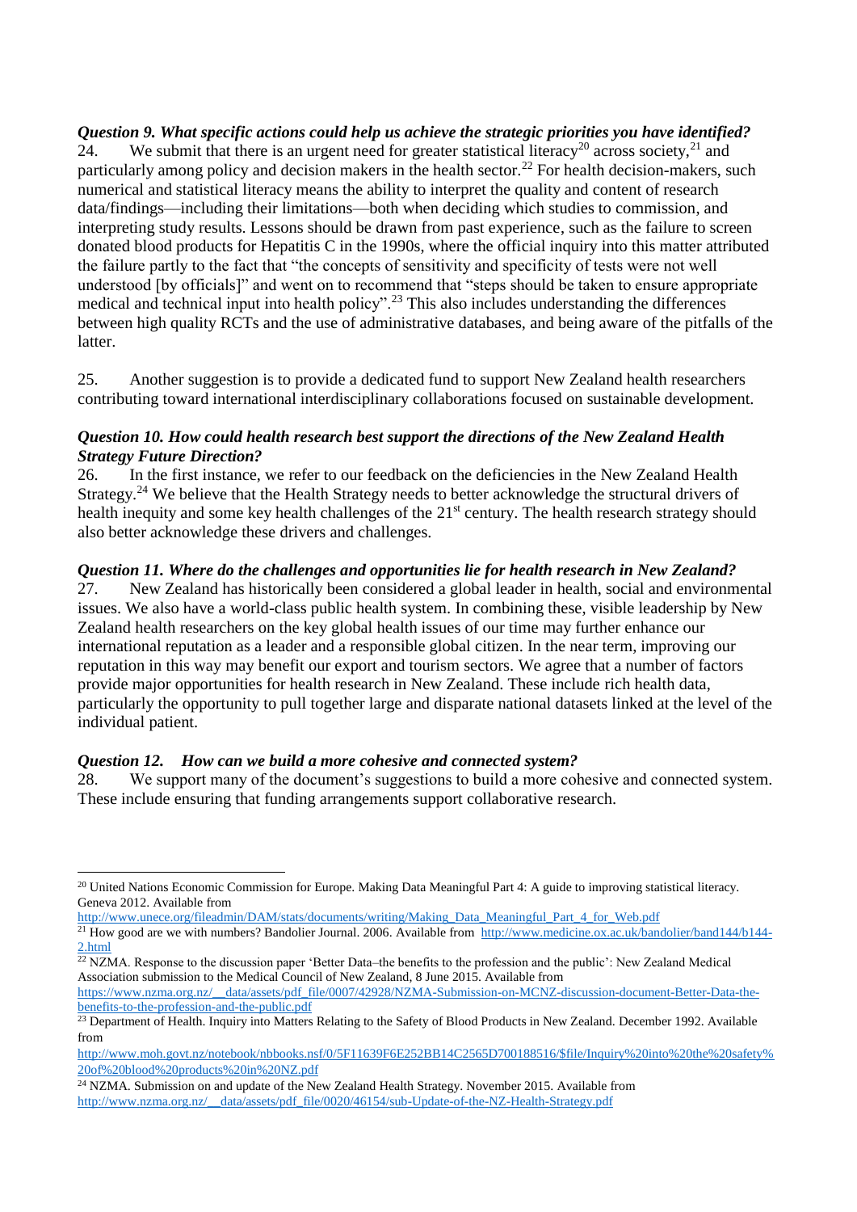***Question 9. What specific actions could help us achieve the strategic priorities you have identified?***

24. We submit that there is an urgent need for greater statistical literacy[20] across society,[21] and particularly among policy and decision makers in the health sector.[22] For health decision-makers, such numerical and statistical literacy means the ability to interpret the quality and content of research data/findings—including their limitations—both when deciding which studies to commission, and interpreting study results. Lessons should be drawn from past experience, such as the failure to screen donated blood products for Hepatitis C in the 1990s, where the official inquiry into this matter attributed the failure partly to the fact that "the concepts of sensitivity and specificity of tests were not well understood [by officials]" and went on to recommend that "steps should be taken to ensure appropriate medical and technical input into health policy".[23] This also includes understanding the differences between high quality RCTs and the use of administrative databases, and being aware of the pitfalls of the latter.

25. Another suggestion is to provide a dedicated fund to support New Zealand health researchers contributing toward international interdisciplinary collaborations focused on sustainable development.

***Question 10. How could health research best support the directions of the New Zealand Health Strategy Future Direction?***

26. In the first instance, we refer to our feedback on the deficiencies in the New Zealand Health Strategy.[24] We believe that the Health Strategy needs to better acknowledge the structural drivers of health inequity and some key health challenges of the 21st century. The health research strategy should also better acknowledge these drivers and challenges.

***Question 11. Where do the challenges and opportunities lie for health research in New Zealand?***

27. New Zealand has historically been considered a global leader in health, social and environmental issues. We also have a world-class public health system. In combining these, visible leadership by New Zealand health researchers on the key global health issues of our time may further enhance our international reputation as a leader and a responsible global citizen. In the near term, improving our reputation in this way may benefit our export and tourism sectors. We agree that a number of factors provide major opportunities for health research in New Zealand. These include rich health data, particularly the opportunity to pull together large and disparate national datasets linked at the level of the individual patient.

***Question 12. How can we build a more cohesive and connected system?***

28. We support many of the document's suggestions to build a more cohesive and connected system. These include ensuring that funding arrangements support collaborative research.

---

[20] United Nations Economic Commission for Europe. Making Data Meaningful Part 4: A guide to improving statistical literacy. Geneva 2012. Available from http://www.unece.org/fileadmin/DAM/stats/documents/writing/Making_Data_Meaningful_Part_4_for_Web.pdf

[21] How good are we with numbers? Bandolier Journal. 2006. Available from http://www.medicine.ox.ac.uk/bandolier/band144/b144-2.html

[22] NZMA. Response to the discussion paper 'Better Data–the benefits to the profession and the public': New Zealand Medical Association submission to the Medical Council of New Zealand, 8 June 2015. Available from https://www.nzma.org.nz/__data/assets/pdf_file/0007/42928/NZMA-Submission-on-MCNZ-discussion-document-Better-Data-the-benefits-to-the-profession-and-the-public.pdf

[23] Department of Health. Inquiry into Matters Relating to the Safety of Blood Products in New Zealand. December 1992. Available from http://www.moh.govt.nz/notebook/nbbooks.nsf/0/5F11639F6E252BB14C2565D700188516/$file/Inquiry%20into%20the%20safety%20of%20blood%20products%20in%20NZ.pdf

[24] NZMA. Submission on and update of the New Zealand Health Strategy. November 2015. Available from http://www.nzma.org.nz/__data/assets/pdf_file/0020/46154/sub-Update-of-the-NZ-Health-Strategy.pdf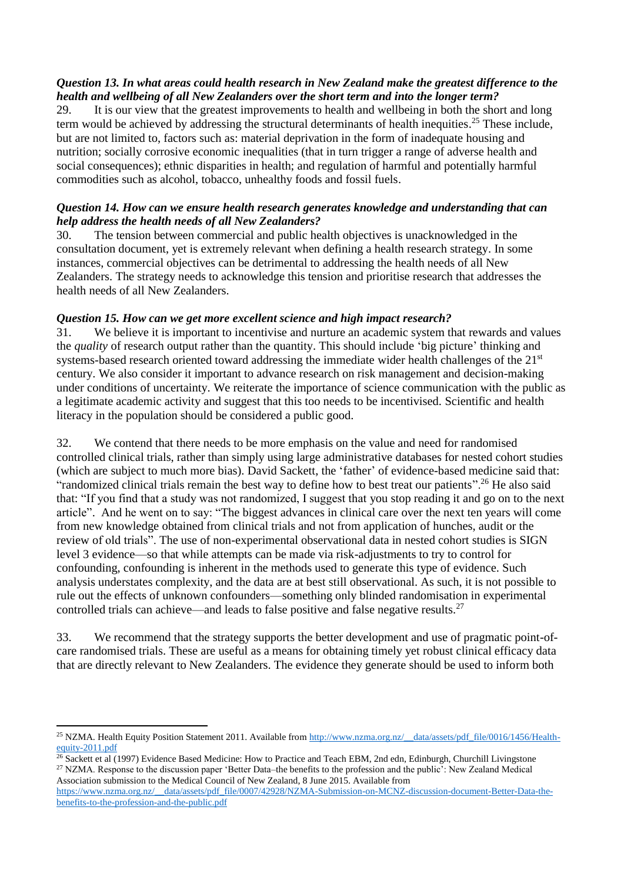***Question 13. In what areas could health research in New Zealand make the greatest difference to the health and wellbeing of all New Zealanders over the short term and into the longer term?***

29. It is our view that the greatest improvements to health and wellbeing in both the short and long term would be achieved by addressing the structural determinants of health inequities.[25] These include, but are not limited to, factors such as: material deprivation in the form of inadequate housing and nutrition; socially corrosive economic inequalities (that in turn trigger a range of adverse health and social consequences); ethnic disparities in health; and regulation of harmful and potentially harmful commodities such as alcohol, tobacco, unhealthy foods and fossil fuels.

***Question 14. How can we ensure health research generates knowledge and understanding that can help address the health needs of all New Zealanders?***

30. The tension between commercial and public health objectives is unacknowledged in the consultation document, yet is extremely relevant when defining a health research strategy. In some instances, commercial objectives can be detrimental to addressing the health needs of all New Zealanders. The strategy needs to acknowledge this tension and prioritise research that addresses the health needs of all New Zealanders.

***Question 15. How can we get more excellent science and high impact research?***

31. We believe it is important to incentivise and nurture an academic system that rewards and values the *quality* of research output rather than the quantity. This should include 'big picture' thinking and systems-based research oriented toward addressing the immediate wider health challenges of the 21st century. We also consider it important to advance research on risk management and decision-making under conditions of uncertainty. We reiterate the importance of science communication with the public as a legitimate academic activity and suggest that this too needs to be incentivised. Scientific and health literacy in the population should be considered a public good.

32. We contend that there needs to be more emphasis on the value and need for randomised controlled clinical trials, rather than simply using large administrative databases for nested cohort studies (which are subject to much more bias). David Sackett, the 'father' of evidence-based medicine said that: "randomized clinical trials remain the best way to define how to best treat our patients".[26] He also said that: "If you find that a study was not randomized, I suggest that you stop reading it and go on to the next article". And he went on to say: "The biggest advances in clinical care over the next ten years will come from new knowledge obtained from clinical trials and not from application of hunches, audit or the review of old trials". The use of non-experimental observational data in nested cohort studies is SIGN level 3 evidence—so that while attempts can be made via risk-adjustments to try to control for confounding, confounding is inherent in the methods used to generate this type of evidence. Such analysis understates complexity, and the data are at best still observational. As such, it is not possible to rule out the effects of unknown confounders—something only blinded randomisation in experimental controlled trials can achieve—and leads to false positive and false negative results.[27]

33. We recommend that the strategy supports the better development and use of pragmatic point-of-care randomised trials. These are useful as a means for obtaining timely yet robust clinical efficacy data that are directly relevant to New Zealanders. The evidence they generate should be used to inform both

---

[25] NZMA. Health Equity Position Statement 2011. Available from http://www.nzma.org.nz/__data/assets/pdf_file/0016/1456/Health-equity-2011.pdf

[26] Sackett et al (1997) Evidence Based Medicine: How to Practice and Teach EBM, 2nd edn, Edinburgh, Churchill Livingstone

[27] NZMA. Response to the discussion paper 'Better Data–the benefits to the profession and the public': New Zealand Medical Association submission to the Medical Council of New Zealand, 8 June 2015. Available from https://www.nzma.org.nz/__data/assets/pdf_file/0007/42928/NZMA-Submission-on-MCNZ-discussion-document-Better-Data-the-benefits-to-the-profession-and-the-public.pdf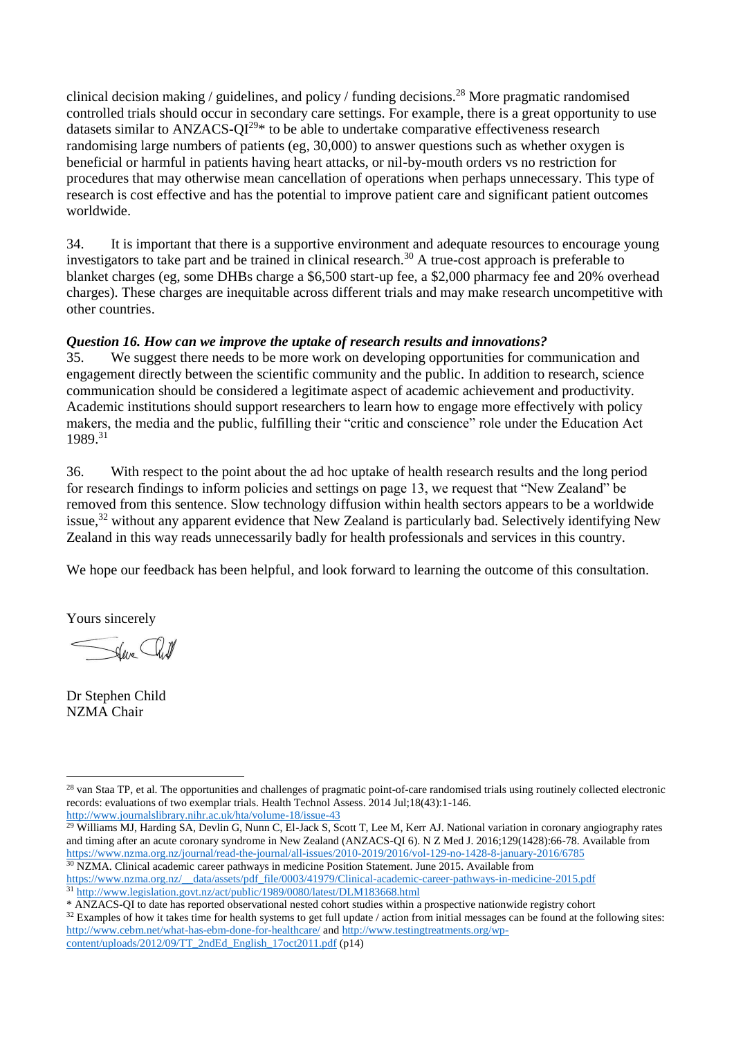clinical decision making / guidelines, and policy / funding decisions.[28] More pragmatic randomised controlled trials should occur in secondary care settings. For example, there is a great opportunity to use datasets similar to ANZACS-QI[29]* to be able to undertake comparative effectiveness research randomising large numbers of patients (eg, 30,000) to answer questions such as whether oxygen is beneficial or harmful in patients having heart attacks, or nil-by-mouth orders vs no restriction for procedures that may otherwise mean cancellation of operations when perhaps unnecessary. This type of research is cost effective and has the potential to improve patient care and significant patient outcomes worldwide.

34. It is important that there is a supportive environment and adequate resources to encourage young investigators to take part and be trained in clinical research.[30] A true-cost approach is preferable to blanket charges (eg, some DHBs charge a $6,500 start-up fee, a $2,000 pharmacy fee and 20% overhead charges). These charges are inequitable across different trials and may make research uncompetitive with other countries.

***Question 16. How can we improve the uptake of research results and innovations?***

35. We suggest there needs to be more work on developing opportunities for communication and engagement directly between the scientific community and the public. In addition to research, science communication should be considered a legitimate aspect of academic achievement and productivity. Academic institutions should support researchers to learn how to engage more effectively with policy makers, the media and the public, fulfilling their "critic and conscience" role under the Education Act 1989.[31]

36. With respect to the point about the ad hoc uptake of health research results and the long period for research findings to inform policies and settings on page 13, we request that "New Zealand" be removed from this sentence. Slow technology diffusion within health sectors appears to be a worldwide issue,[32] without any apparent evidence that New Zealand is particularly bad. Selectively identifying New Zealand in this way reads unnecessarily badly for health professionals and services in this country.

We hope our feedback has been helpful, and look forward to learning the outcome of this consultation.

Yours sincerely

Dr Stephen Child
NZMA Chair

---

[28] van Staa TP, et al. The opportunities and challenges of pragmatic point-of-care randomised trials using routinely collected electronic records: evaluations of two exemplar trials. Health Technol Assess. 2014 Jul;18(43):1-146. http://www.journalslibrary.nihr.ac.uk/hta/volume-18/issue-43

[29] Williams MJ, Harding SA, Devlin G, Nunn C, El-Jack S, Scott T, Lee M, Kerr AJ. National variation in coronary angiography rates and timing after an acute coronary syndrome in New Zealand (ANZACS-QI 6). N Z Med J. 2016;129(1428):66-78. Available from https://www.nzma.org.nz/journal/read-the-journal/all-issues/2010-2019/2016/vol-129-no-1428-8-january-2016/6785

[30] NZMA. Clinical academic career pathways in medicine Position Statement. June 2015. Available from https://www.nzma.org.nz/__data/assets/pdf_file/0003/41979/Clinical-academic-career-pathways-in-medicine-2015.pdf

[31] http://www.legislation.govt.nz/act/public/1989/0080/latest/DLM183668.html

* ANZACS-QI to date has reported observational nested cohort studies within a prospective nationwide registry cohort

[32] Examples of how it takes time for health systems to get full update / action from initial messages can be found at the following sites: http://www.cebm.net/what-has-ebm-done-for-healthcare/ and http://www.testingtreatments.org/wp-content/uploads/2012/09/TT_2ndEd_English_17oct2011.pdf (p14)